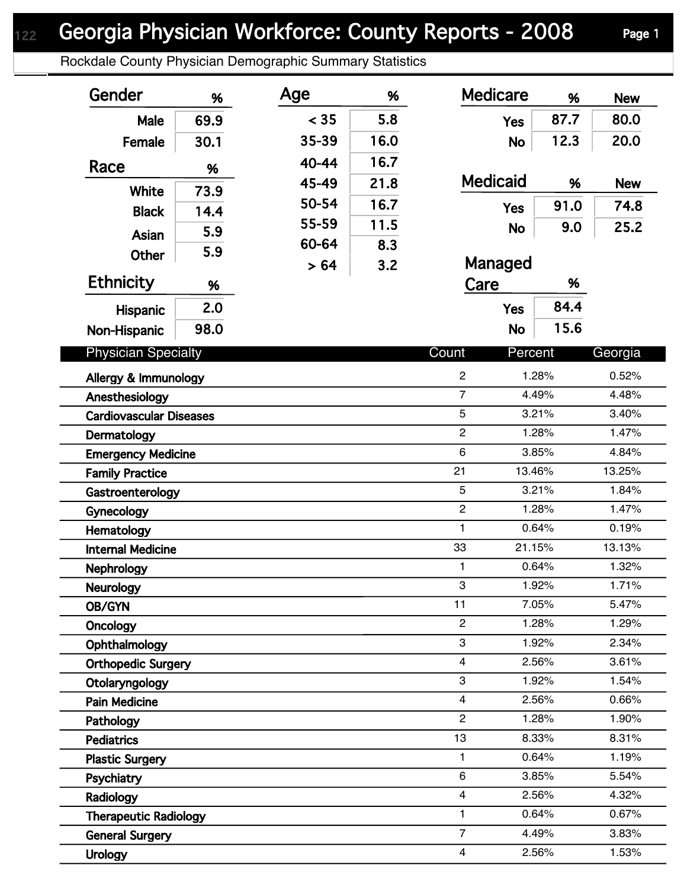# Georgia Physician Workforce: County Reports - 2008

Rockdale County Physician Demographic Summary Statistics

| Gender | % |
|---|---|
| Male | 69.9 |
| Female | 30.1 |

| Race | % |
|---|---|
| White | 73.9 |
| Black | 14.4 |
| Asian | 5.9 |
| Other | 5.9 |

| Ethnicity | % |
|---|---|
| Hispanic | 2.0 |
| Non-Hispanic | 98.0 |

| Age | % |
|---|---|
| < 35 | 5.8 |
| 35-39 | 16.0 |
| 40-44 | 16.7 |
| 45-49 | 21.8 |
| 50-54 | 16.7 |
| 55-59 | 11.5 |
| 60-64 | 8.3 |
| > 64 | 3.2 |

| Medicare | % | New |
|---|---|---|
| Yes | 87.7 | 80.0 |
| No | 12.3 | 20.0 |

| Medicaid | % | New |
|---|---|---|
| Yes | 91.0 | 74.8 |
| No | 9.0 | 25.2 |

| Managed Care | % |
|---|---|
| Yes | 84.4 |
| No | 15.6 |

| Physician Specialty | Count | Percent | Georgia |
|---|---|---|---|
| Allergy & Immunology | 2 | 1.28% | 0.52% |
| Anesthesiology | 7 | 4.49% | 4.48% |
| Cardiovascular Diseases | 5 | 3.21% | 3.40% |
| Dermatology | 2 | 1.28% | 1.47% |
| Emergency Medicine | 6 | 3.85% | 4.84% |
| Family Practice | 21 | 13.46% | 13.25% |
| Gastroenterology | 5 | 3.21% | 1.84% |
| Gynecology | 2 | 1.28% | 1.47% |
| Hematology | 1 | 0.64% | 0.19% |
| Internal Medicine | 33 | 21.15% | 13.13% |
| Nephrology | 1 | 0.64% | 1.32% |
| Neurology | 3 | 1.92% | 1.71% |
| OB/GYN | 11 | 7.05% | 5.47% |
| Oncology | 2 | 1.28% | 1.29% |
| Ophthalmology | 3 | 1.92% | 2.34% |
| Orthopedic Surgery | 4 | 2.56% | 3.61% |
| Otolaryngology | 3 | 1.92% | 1.54% |
| Pain Medicine | 4 | 2.56% | 0.66% |
| Pathology | 2 | 1.28% | 1.90% |
| Pediatrics | 13 | 8.33% | 8.31% |
| Plastic Surgery | 1 | 0.64% | 1.19% |
| Psychiatry | 6 | 3.85% | 5.54% |
| Radiology | 4 | 2.56% | 4.32% |
| Therapeutic Radiology | 1 | 0.64% | 0.67% |
| General Surgery | 7 | 4.49% | 3.83% |
| Urology | 4 | 2.56% | 1.53% |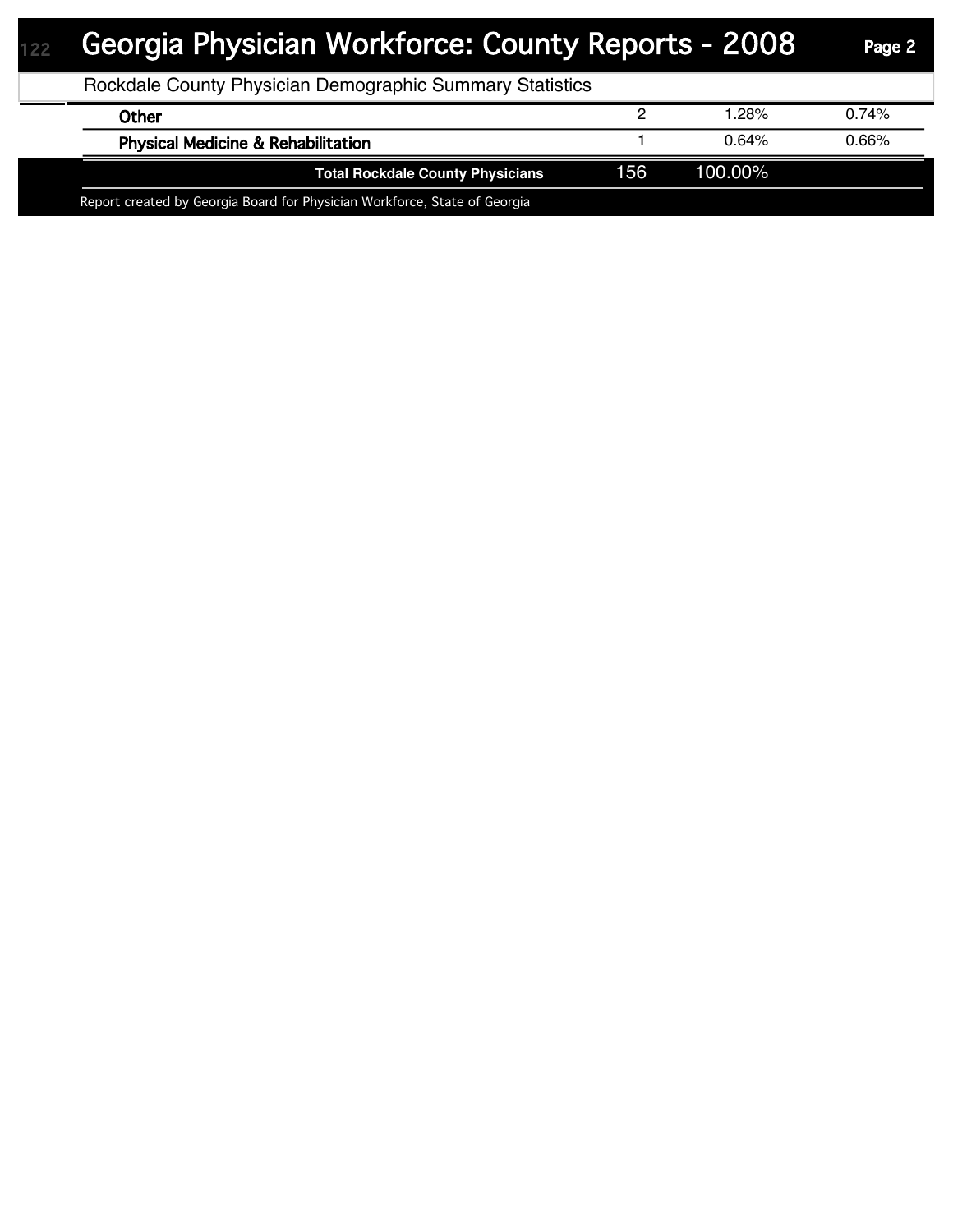Rockdale County Physician Demographic Summary Statistics

| | | | |
|---|---|---|---|
| **Other** | 2 | 1.28% | 0.74% |
| **Physical Medicine & Rehabilitation** | 1 | 0.64% | 0.66% |
| **Total Rockdale County Physicians** | 156 | 100.00% | |

Report created by Georgia Board for Physician Workforce, State of Georgia